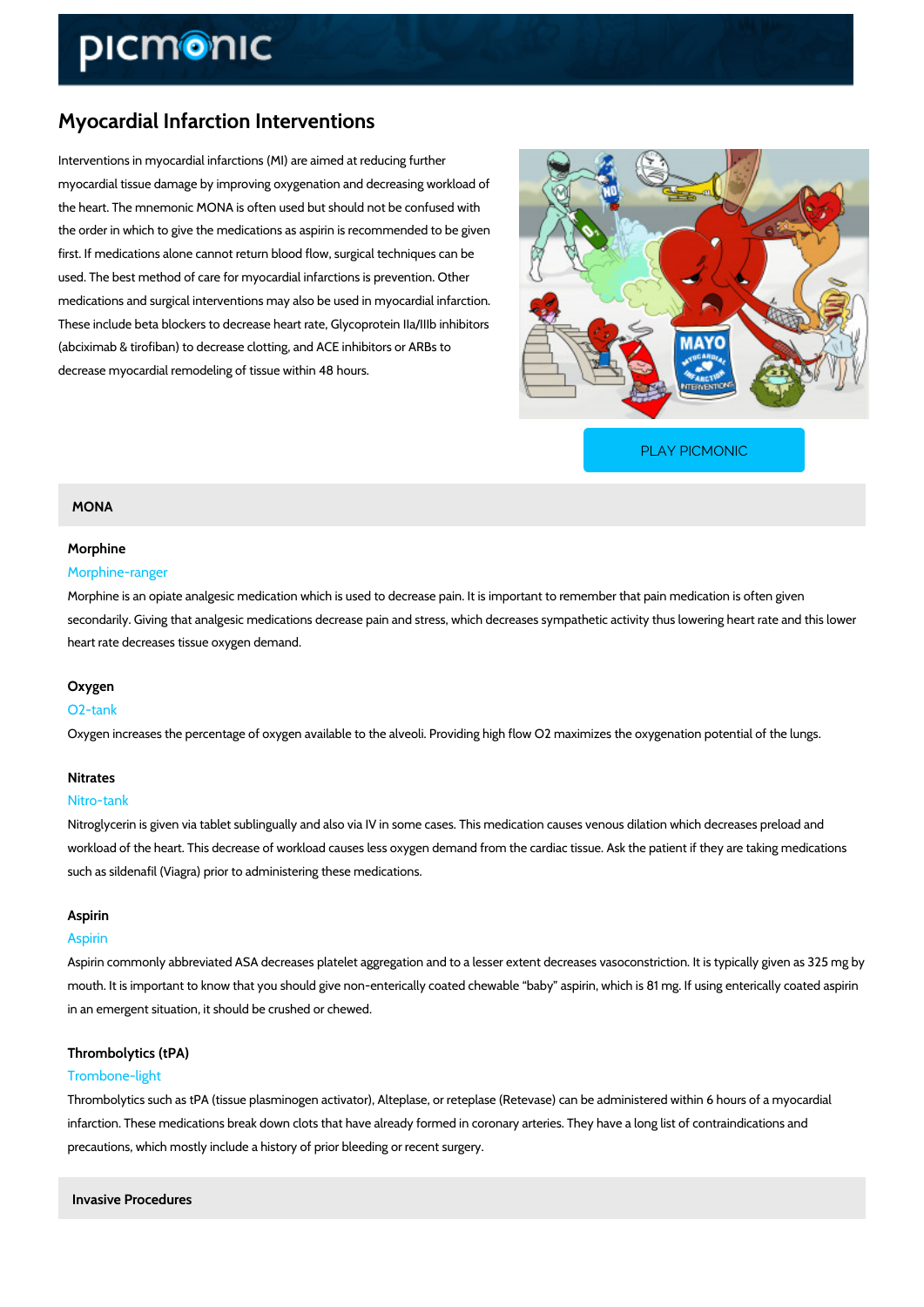# Myocardial Infarction Interventions

Interventions in myocardial infarctions (MI) are aimed at reducing further myocardial tissue damage by improving oxygenation and decreasing workload of the heart. The mnemonic MONA is often used but should not be confused with the order in which to give the medications as aspirin is recommended to be given first. If medications alone cannot return blood flow, surgical techniques can be used. The best method of care for myocardial infarctions is prevention. Other medications and surgical interventions may also be used in myocardial infarction. These include beta blockers to decrease heart rate, Glycoprotein IIa/IIIb inhibitors (abciximab & tirofiban) to decrease clotting, and ACE inhibitors or ARBs to decrease myocardial remodeling of tissue within 48 hours.

PLAY PICMONIC

## MONA

### Morphine

Morphine-ranger

Morphine is an opiate analgesic medication which is used to decrease pain. It is important to remember that pain medication is often given secondarily. Giving that analgesic medications decrease pain and stress, which decreases sympathetic activity thus lowering heart rate and this lower heart rate decreases tissue oxygen demand.

### Oxygen

O2-tank

Oxygen increases the percentage of oxygen available to the alveoli. Providing high flow O2 maximizes the oxygenation potential of the lungs.

### Nitrates

Nitro-tank

Nitroglycerin is given via tablet sublingually and also via IV in some cases. This medication causes venous dilation which decreases preload and workload of the heart. This decrease of workload causes less oxygen demand from the cardiac tissue. Ask the patient if they are taking medications such as sildenafil (Viagra) prior to administering these medications.

### Aspirin

Aspirin

Aspirin commonly abbreviated ASA decreases platelet aggregation and to a lesser extent decreases vasoconstriction. It is typically given as 325 mg by mouth. It is important to know that you should give non-enterically coated chewable "baby" aspirin, which is 81 mg. If using enterically coated aspirin in an emergent situation, it should be crushed or chewed.

### Thrombolytics (tPA)

Trombone-light

Thrombolytics such as tPA (tissue plasminogen activator), Alteplase, or reteplase (Retevase) can be administered within 6 hours of a myocardial infarction. These medications break down clots that have already formed in coronary arteries. They have a long list of contraindications and precautions, which mostly include a history of prior bleeding or recent surgery.

## Invasive Procedures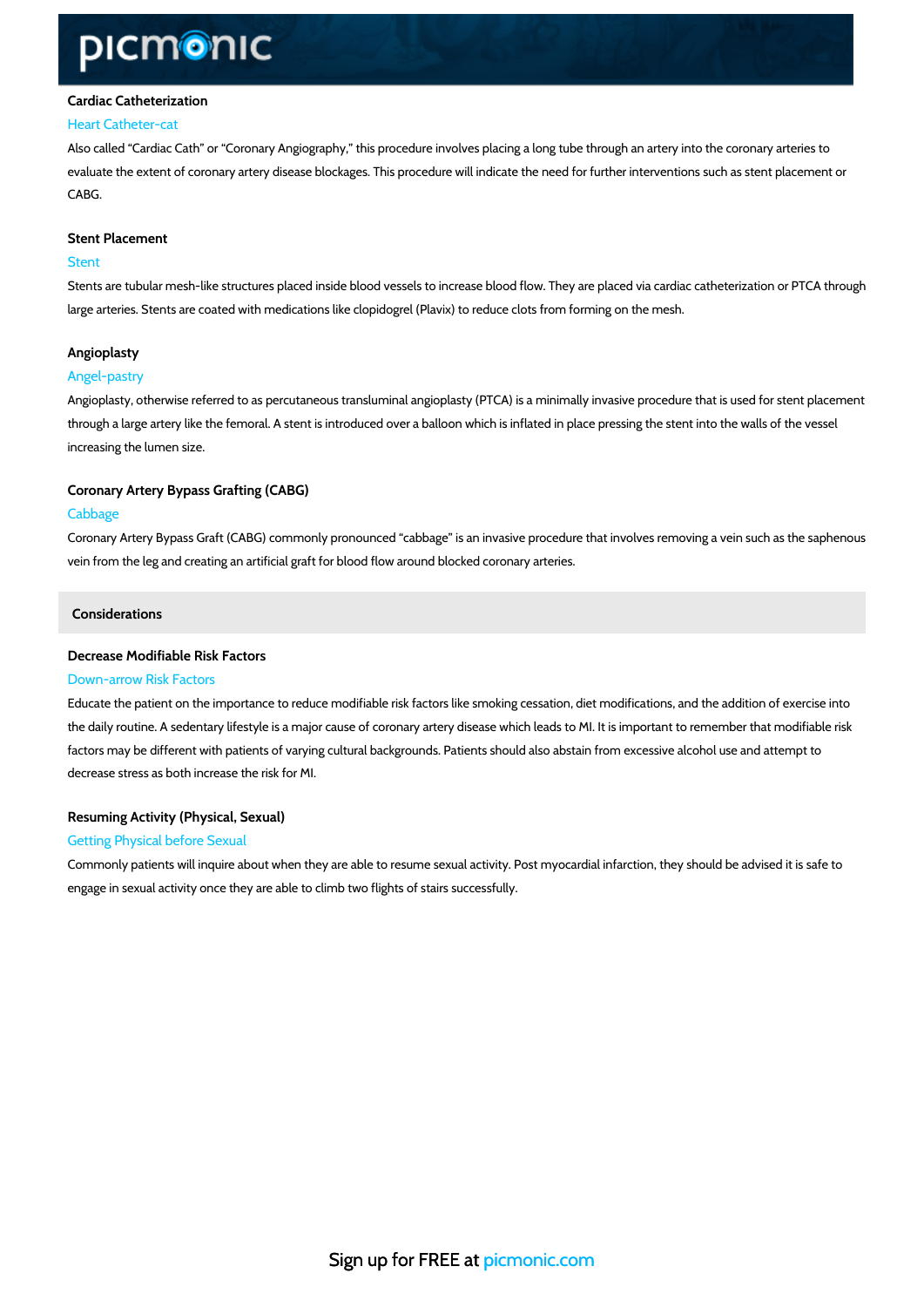### Cardiac Catheterization

Heart Catheter-cat

Also called "Cardiac Cath" or "Coronary Angiography," this procedure involves placing a long tube through an artery into the coronary arteries to evaluate the extent of coronary artery disease blockages. This procedure will indicate the need for further interventions such as stent placement or CABG.

### Stent Placement

Stent

Stents are tubular mesh-like structures placed inside blood vessels to increase blood flow. They are placed via cardiac catheterization or PTCA through large arteries. Stents are coated with medications like clopidogrel (Plavix) to reduce clots from forming on the mesh.

### Angioplasty

Angel-pastry

Angioplasty, otherwise referred to as percutaneous transluminal angioplasty (PTCA) is a minimally invasive procedure that is used for stent placement through a large artery like the femoral. A stent is introduced over a balloon which is inflated in place pressing the stent into the walls of the vessel increasing the lumen size.

### Coronary Artery Bypass Grafting (CABG)

Cabbage

Coronary Artery Bypass Graft (CABG) commonly pronounced "cabbage" is an invasive procedure that involves removing a vein such as the saphenous vein from the leg and creating an artificial graft for blood flow around blocked coronary arteries.

## Considerations

### Decrease Modifiable Risk Factors

Down-arrow Risk Factors

Educate the patient on the importance to reduce modifiable risk factors like smoking cessation, diet modifications, and the addition of exercise into the daily routine. A sedentary lifestyle is a major cause of coronary artery disease which leads to MI. It is important to remember that modifiable risk factors may be different with patients of varying cultural backgrounds. Patients should also abstain from excessive alcohol use and attempt to decrease stress as both increase the risk for MI.

### Resuming Activity (Physical, Sexual)

Getting Physical before Sexual

Commonly patients will inquire about when they are able to resume sexual activity. Post myocardial infarction, they should be advised it is safe to engage in sexual activity once they are able to climb two flights of stairs successfully.